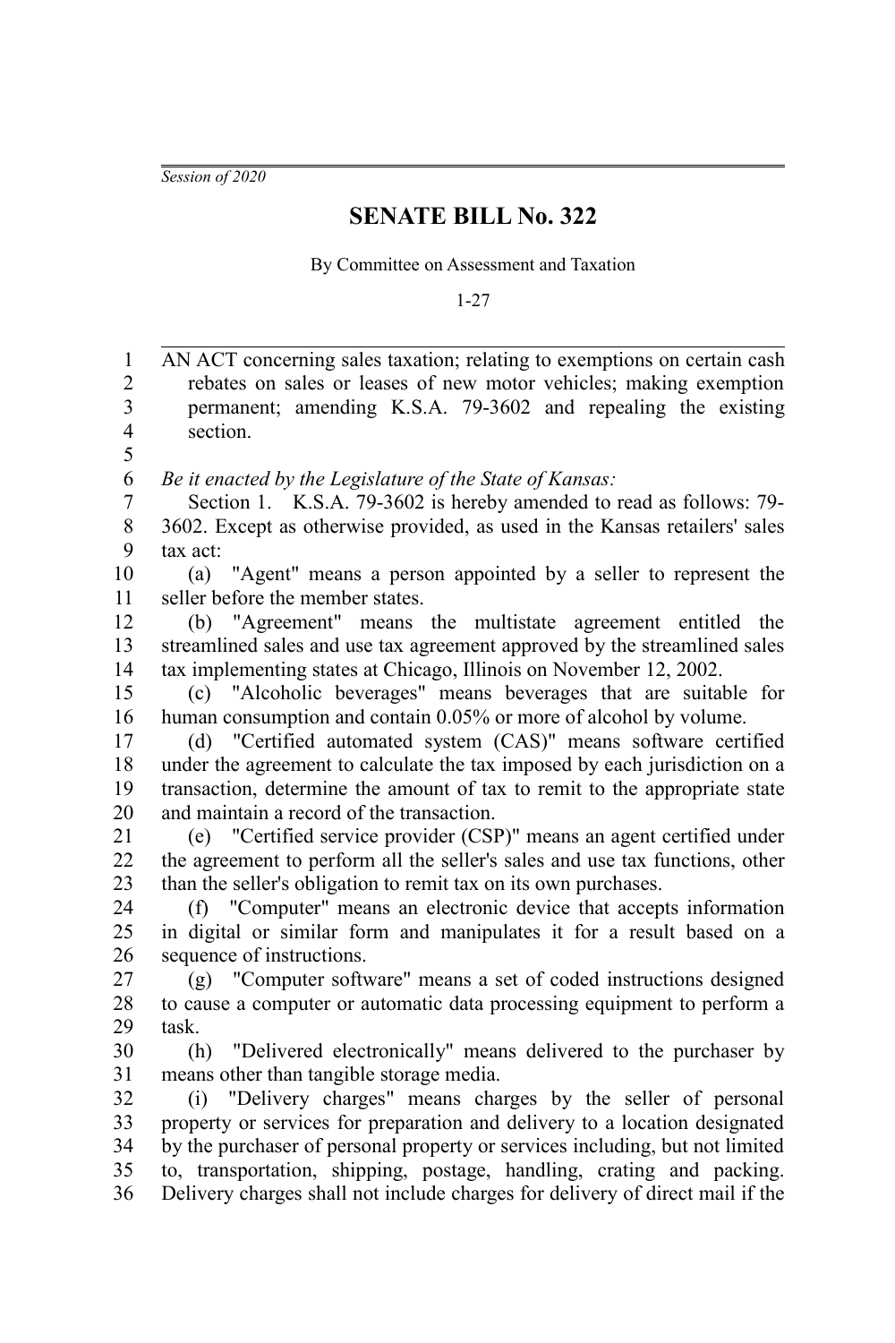*Session of 2020*

# SENATE BILL No. 322

By Committee on Assessment and Taxation

1-27

AN ACT concerning sales taxation; relating to exemptions on certain cash rebates on sales or leases of new motor vehicles; making exemption permanent; amending K.S.A. 79-3602 and repealing the existing section.

*Be it enacted by the Legislature of the State of Kansas:*

Section 1. K.S.A. 79-3602 is hereby amended to read as follows: 79-3602. Except as otherwise provided, as used in the Kansas retailers' sales tax act:

(a) "Agent" means a person appointed by a seller to represent the seller before the member states.

(b) "Agreement" means the multistate agreement entitled the streamlined sales and use tax agreement approved by the streamlined sales tax implementing states at Chicago, Illinois on November 12, 2002.

(c) "Alcoholic beverages" means beverages that are suitable for human consumption and contain 0.05% or more of alcohol by volume.

(d) "Certified automated system (CAS)" means software certified under the agreement to calculate the tax imposed by each jurisdiction on a transaction, determine the amount of tax to remit to the appropriate state and maintain a record of the transaction.

(e) "Certified service provider (CSP)" means an agent certified under the agreement to perform all the seller's sales and use tax functions, other than the seller's obligation to remit tax on its own purchases.

(f) "Computer" means an electronic device that accepts information in digital or similar form and manipulates it for a result based on a sequence of instructions.

(g) "Computer software" means a set of coded instructions designed to cause a computer or automatic data processing equipment to perform a task.

(h) "Delivered electronically" means delivered to the purchaser by means other than tangible storage media.

(i) "Delivery charges" means charges by the seller of personal property or services for preparation and delivery to a location designated by the purchaser of personal property or services including, but not limited to, transportation, shipping, postage, handling, crating and packing. Delivery charges shall not include charges for delivery of direct mail if the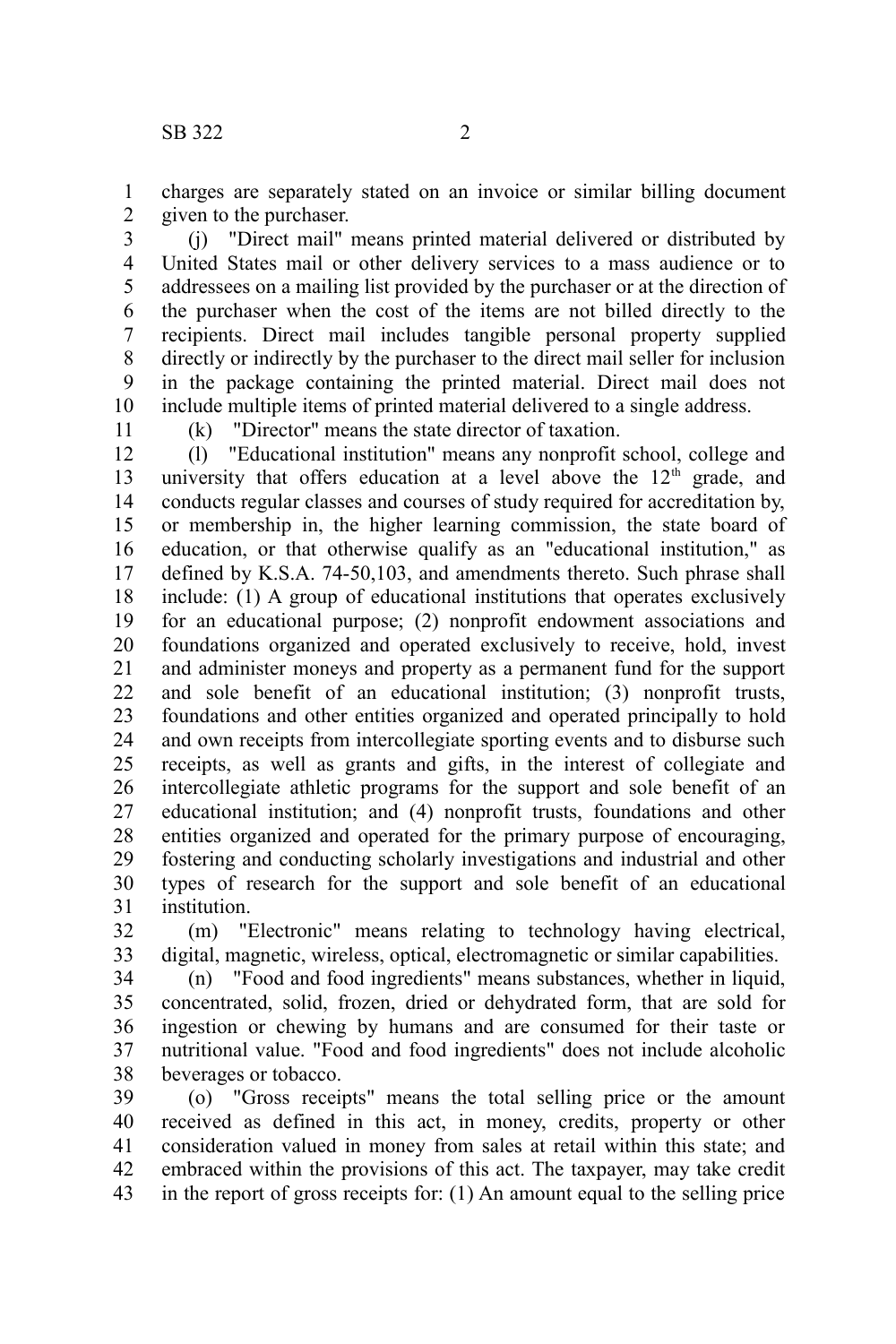charges are separately stated on an invoice or similar billing document given to the purchaser.

(j) "Direct mail" means printed material delivered or distributed by United States mail or other delivery services to a mass audience or to addressees on a mailing list provided by the purchaser or at the direction of the purchaser when the cost of the items are not billed directly to the recipients. Direct mail includes tangible personal property supplied directly or indirectly by the purchaser to the direct mail seller for inclusion in the package containing the printed material. Direct mail does not include multiple items of printed material delivered to a single address.

(k) "Director" means the state director of taxation.

(l) "Educational institution" means any nonprofit school, college and university that offers education at a level above the 12th grade, and conducts regular classes and courses of study required for accreditation by, or membership in, the higher learning commission, the state board of education, or that otherwise qualify as an "educational institution," as defined by K.S.A. 74-50,103, and amendments thereto. Such phrase shall include: (1) A group of educational institutions that operates exclusively for an educational purpose; (2) nonprofit endowment associations and foundations organized and operated exclusively to receive, hold, invest and administer moneys and property as a permanent fund for the support and sole benefit of an educational institution; (3) nonprofit trusts, foundations and other entities organized and operated principally to hold and own receipts from intercollegiate sporting events and to disburse such receipts, as well as grants and gifts, in the interest of collegiate and intercollegiate athletic programs for the support and sole benefit of an educational institution; and (4) nonprofit trusts, foundations and other entities organized and operated for the primary purpose of encouraging, fostering and conducting scholarly investigations and industrial and other types of research for the support and sole benefit of an educational institution.

(m) "Electronic" means relating to technology having electrical, digital, magnetic, wireless, optical, electromagnetic or similar capabilities.

(n) "Food and food ingredients" means substances, whether in liquid, concentrated, solid, frozen, dried or dehydrated form, that are sold for ingestion or chewing by humans and are consumed for their taste or nutritional value. "Food and food ingredients" does not include alcoholic beverages or tobacco.

(o) "Gross receipts" means the total selling price or the amount received as defined in this act, in money, credits, property or other consideration valued in money from sales at retail within this state; and embraced within the provisions of this act. The taxpayer, may take credit in the report of gross receipts for: (1) An amount equal to the selling price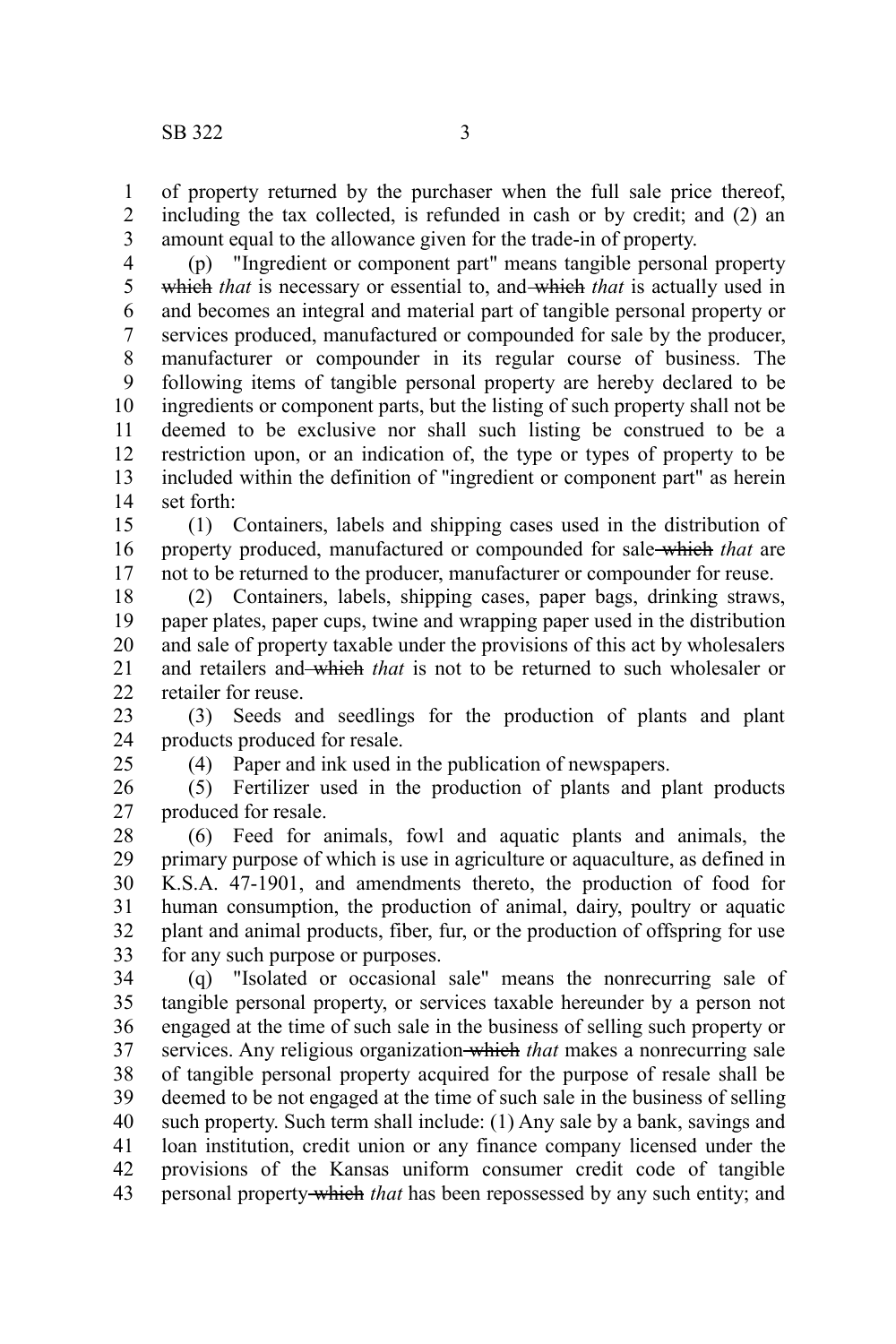of property returned by the purchaser when the full sale price thereof, including the tax collected, is refunded in cash or by credit; and (2) an amount equal to the allowance given for the trade-in of property.

(p) "Ingredient or component part" means tangible personal property ~~which~~ *that* is necessary or essential to, and ~~which~~ *that* is actually used in and becomes an integral and material part of tangible personal property or services produced, manufactured or compounded for sale by the producer, manufacturer or compounder in its regular course of business. The following items of tangible personal property are hereby declared to be ingredients or component parts, but the listing of such property shall not be deemed to be exclusive nor shall such listing be construed to be a restriction upon, or an indication of, the type or types of property to be included within the definition of "ingredient or component part" as herein set forth:

(1) Containers, labels and shipping cases used in the distribution of property produced, manufactured or compounded for sale ~~which~~ *that* are not to be returned to the producer, manufacturer or compounder for reuse.

(2) Containers, labels, shipping cases, paper bags, drinking straws, paper plates, paper cups, twine and wrapping paper used in the distribution and sale of property taxable under the provisions of this act by wholesalers and retailers and ~~which~~ *that* is not to be returned to such wholesaler or retailer for reuse.

(3) Seeds and seedlings for the production of plants and plant products produced for resale.

(4) Paper and ink used in the publication of newspapers.

(5) Fertilizer used in the production of plants and plant products produced for resale.

(6) Feed for animals, fowl and aquatic plants and animals, the primary purpose of which is use in agriculture or aquaculture, as defined in K.S.A. 47-1901, and amendments thereto, the production of food for human consumption, the production of animal, dairy, poultry or aquatic plant and animal products, fiber, fur, or the production of offspring for use for any such purpose or purposes.

(q) "Isolated or occasional sale" means the nonrecurring sale of tangible personal property, or services taxable hereunder by a person not engaged at the time of such sale in the business of selling such property or services. Any religious organization ~~which~~ *that* makes a nonrecurring sale of tangible personal property acquired for the purpose of resale shall be deemed to be not engaged at the time of such sale in the business of selling such property. Such term shall include: (1) Any sale by a bank, savings and loan institution, credit union or any finance company licensed under the provisions of the Kansas uniform consumer credit code of tangible personal property ~~which~~ *that* has been repossessed by any such entity; and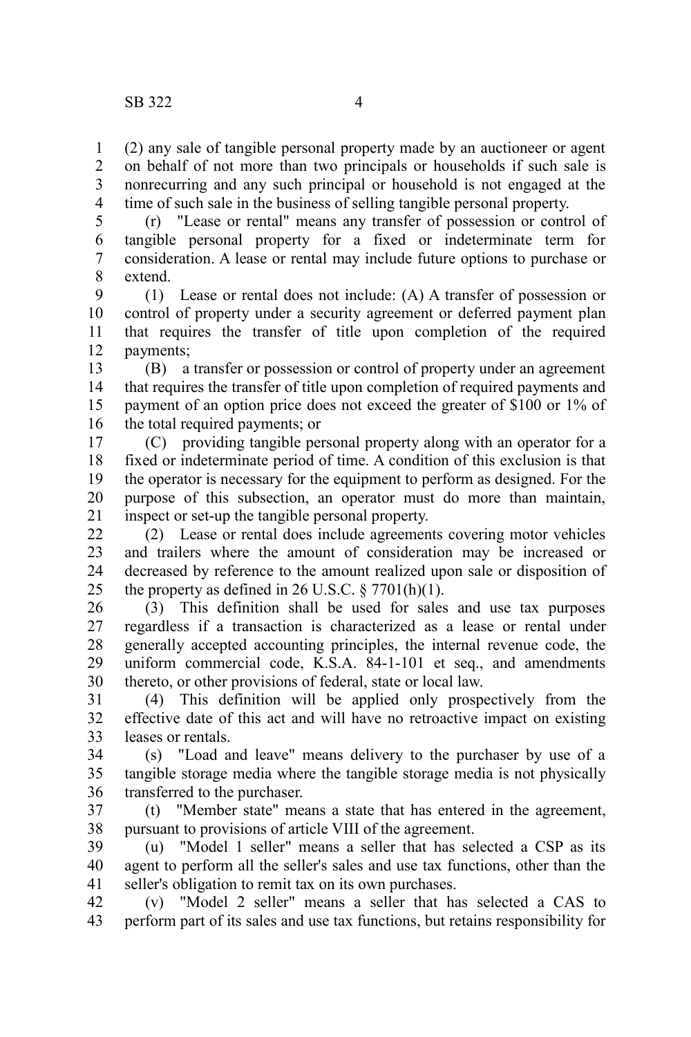(2) any sale of tangible personal property made by an auctioneer or agent on behalf of not more than two principals or households if such sale is nonrecurring and any such principal or household is not engaged at the time of such sale in the business of selling tangible personal property.

(r) "Lease or rental" means any transfer of possession or control of tangible personal property for a fixed or indeterminate term for consideration. A lease or rental may include future options to purchase or extend.

(1) Lease or rental does not include: (A) A transfer of possession or control of property under a security agreement or deferred payment plan that requires the transfer of title upon completion of the required payments;

(B) a transfer or possession or control of property under an agreement that requires the transfer of title upon completion of required payments and payment of an option price does not exceed the greater of $100 or 1% of the total required payments; or

(C) providing tangible personal property along with an operator for a fixed or indeterminate period of time. A condition of this exclusion is that the operator is necessary for the equipment to perform as designed. For the purpose of this subsection, an operator must do more than maintain, inspect or set-up the tangible personal property.

(2) Lease or rental does include agreements covering motor vehicles and trailers where the amount of consideration may be increased or decreased by reference to the amount realized upon sale or disposition of the property as defined in 26 U.S.C. § 7701(h)(1).

(3) This definition shall be used for sales and use tax purposes regardless if a transaction is characterized as a lease or rental under generally accepted accounting principles, the internal revenue code, the uniform commercial code, K.S.A. 84-1-101 et seq., and amendments thereto, or other provisions of federal, state or local law.

(4) This definition will be applied only prospectively from the effective date of this act and will have no retroactive impact on existing leases or rentals.

(s) "Load and leave" means delivery to the purchaser by use of a tangible storage media where the tangible storage media is not physically transferred to the purchaser.

(t) "Member state" means a state that has entered in the agreement, pursuant to provisions of article VIII of the agreement.

(u) "Model 1 seller" means a seller that has selected a CSP as its agent to perform all the seller's sales and use tax functions, other than the seller's obligation to remit tax on its own purchases.

(v) "Model 2 seller" means a seller that has selected a CAS to perform part of its sales and use tax functions, but retains responsibility for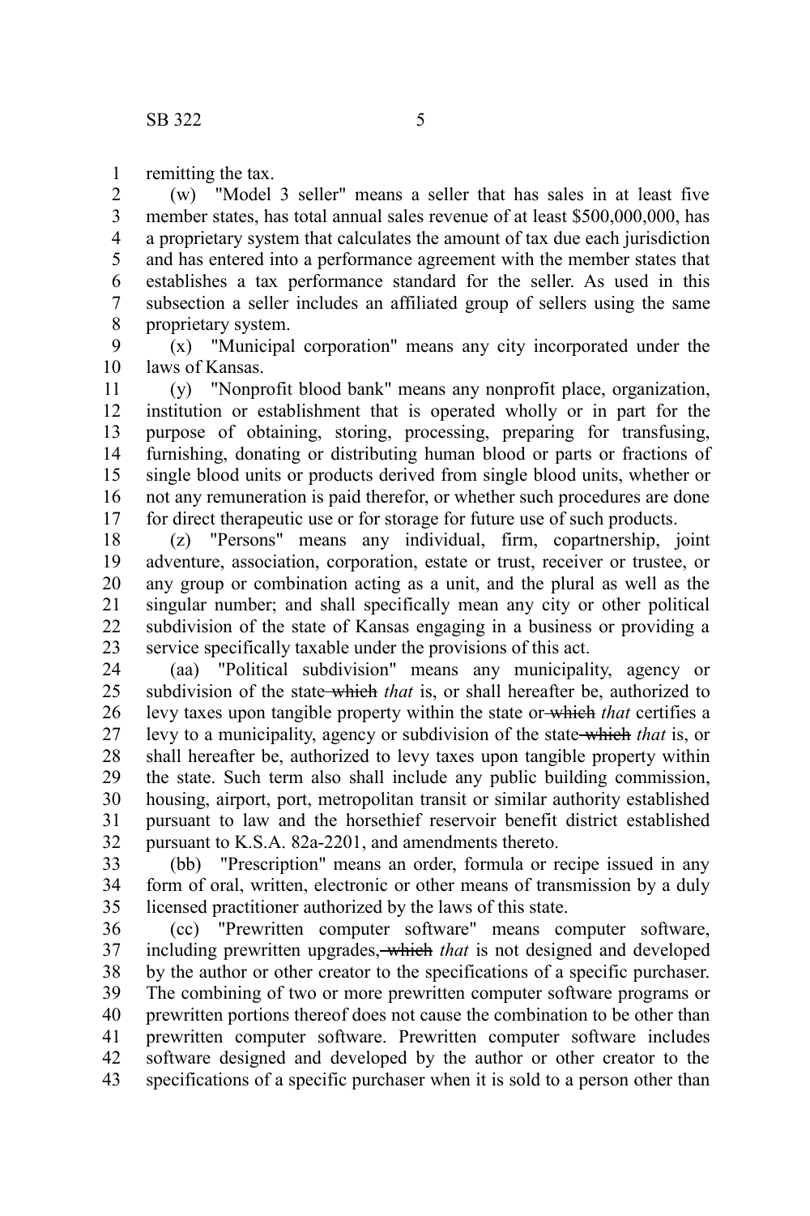remitting the tax.

(w) "Model 3 seller" means a seller that has sales in at least five member states, has total annual sales revenue of at least $500,000,000, has a proprietary system that calculates the amount of tax due each jurisdiction and has entered into a performance agreement with the member states that establishes a tax performance standard for the seller. As used in this subsection a seller includes an affiliated group of sellers using the same proprietary system.

(x) "Municipal corporation" means any city incorporated under the laws of Kansas.

(y) "Nonprofit blood bank" means any nonprofit place, organization, institution or establishment that is operated wholly or in part for the purpose of obtaining, storing, processing, preparing for transfusing, furnishing, donating or distributing human blood or parts or fractions of single blood units or products derived from single blood units, whether or not any remuneration is paid therefor, or whether such procedures are done for direct therapeutic use or for storage for future use of such products.

(z) "Persons" means any individual, firm, copartnership, joint adventure, association, corporation, estate or trust, receiver or trustee, or any group or combination acting as a unit, and the plural as well as the singular number; and shall specifically mean any city or other political subdivision of the state of Kansas engaging in a business or providing a service specifically taxable under the provisions of this act.

(aa) "Political subdivision" means any municipality, agency or subdivision of the state ~~which~~ *that* is, or shall hereafter be, authorized to levy taxes upon tangible property within the state or ~~which~~ *that* certifies a levy to a municipality, agency or subdivision of the state ~~which~~ *that* is, or shall hereafter be, authorized to levy taxes upon tangible property within the state. Such term also shall include any public building commission, housing, airport, port, metropolitan transit or similar authority established pursuant to law and the horsethief reservoir benefit district established pursuant to K.S.A. 82a-2201, and amendments thereto.

(bb) "Prescription" means an order, formula or recipe issued in any form of oral, written, electronic or other means of transmission by a duly licensed practitioner authorized by the laws of this state.

(cc) "Prewritten computer software" means computer software, including prewritten upgrades, ~~which~~ *that* is not designed and developed by the author or other creator to the specifications of a specific purchaser. The combining of two or more prewritten computer software programs or prewritten portions thereof does not cause the combination to be other than prewritten computer software. Prewritten computer software includes software designed and developed by the author or other creator to the specifications of a specific purchaser when it is sold to a person other than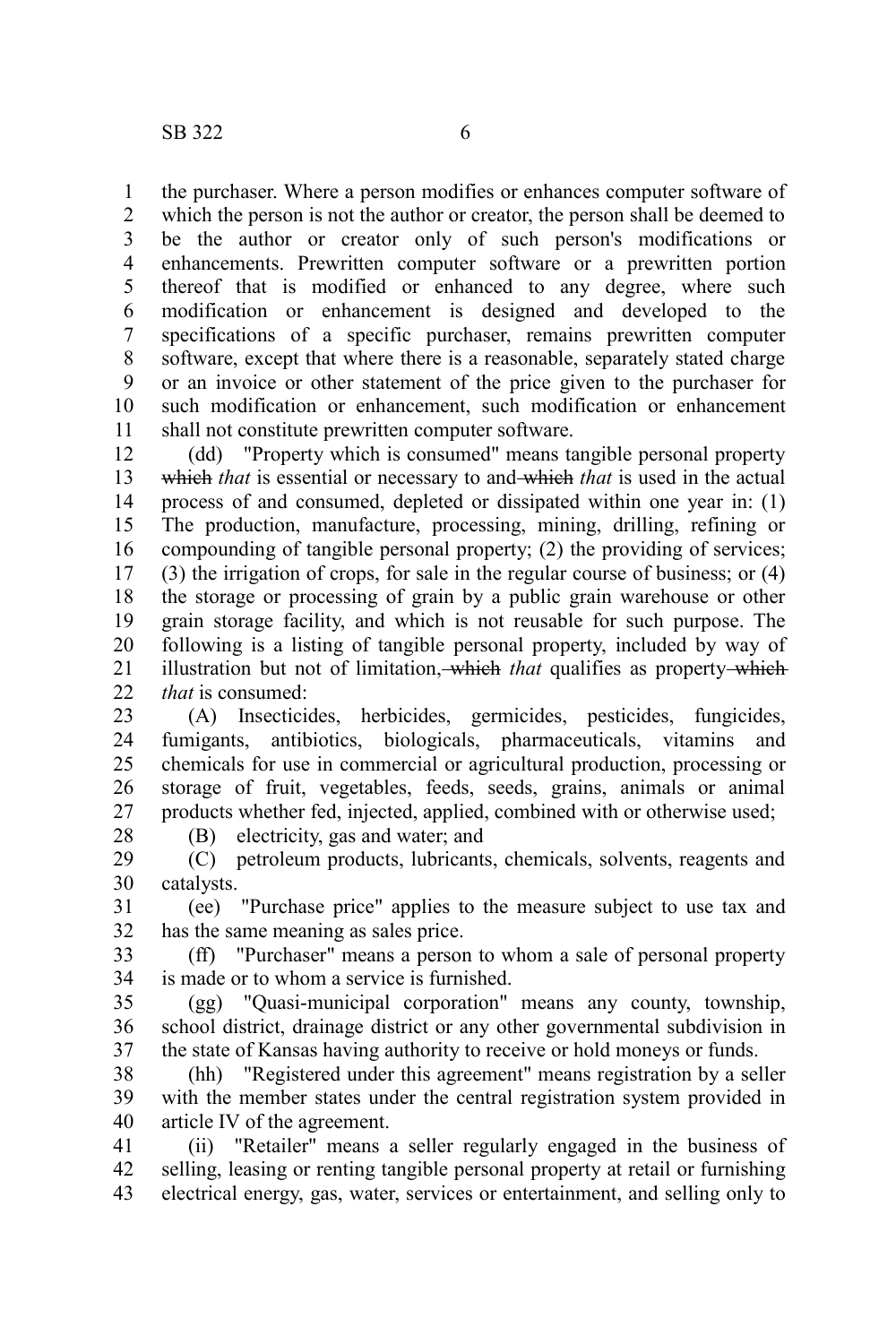the purchaser. Where a person modifies or enhances computer software of which the person is not the author or creator, the person shall be deemed to be the author or creator only of such person's modifications or enhancements. Prewritten computer software or a prewritten portion thereof that is modified or enhanced to any degree, where such modification or enhancement is designed and developed to the specifications of a specific purchaser, remains prewritten computer software, except that where there is a reasonable, separately stated charge or an invoice or other statement of the price given to the purchaser for such modification or enhancement, such modification or enhancement shall not constitute prewritten computer software.

(dd) "Property which is consumed" means tangible personal property ~~which~~ *that* is essential or necessary to and ~~which~~ *that* is used in the actual process of and consumed, depleted or dissipated within one year in: (1) The production, manufacture, processing, mining, drilling, refining or compounding of tangible personal property; (2) the providing of services; (3) the irrigation of crops, for sale in the regular course of business; or (4) the storage or processing of grain by a public grain warehouse or other grain storage facility, and which is not reusable for such purpose. The following is a listing of tangible personal property, included by way of illustration but not of limitation, ~~which~~ *that* qualifies as property ~~which~~ *that* is consumed:

(A) Insecticides, herbicides, germicides, pesticides, fungicides, fumigants, antibiotics, biologicals, pharmaceuticals, vitamins and chemicals for use in commercial or agricultural production, processing or storage of fruit, vegetables, feeds, seeds, grains, animals or animal products whether fed, injected, applied, combined with or otherwise used;

(B) electricity, gas and water; and

(C) petroleum products, lubricants, chemicals, solvents, reagents and catalysts.

(ee) "Purchase price" applies to the measure subject to use tax and has the same meaning as sales price.

(ff) "Purchaser" means a person to whom a sale of personal property is made or to whom a service is furnished.

(gg) "Quasi-municipal corporation" means any county, township, school district, drainage district or any other governmental subdivision in the state of Kansas having authority to receive or hold moneys or funds.

(hh) "Registered under this agreement" means registration by a seller with the member states under the central registration system provided in article IV of the agreement.

(ii) "Retailer" means a seller regularly engaged in the business of selling, leasing or renting tangible personal property at retail or furnishing electrical energy, gas, water, services or entertainment, and selling only to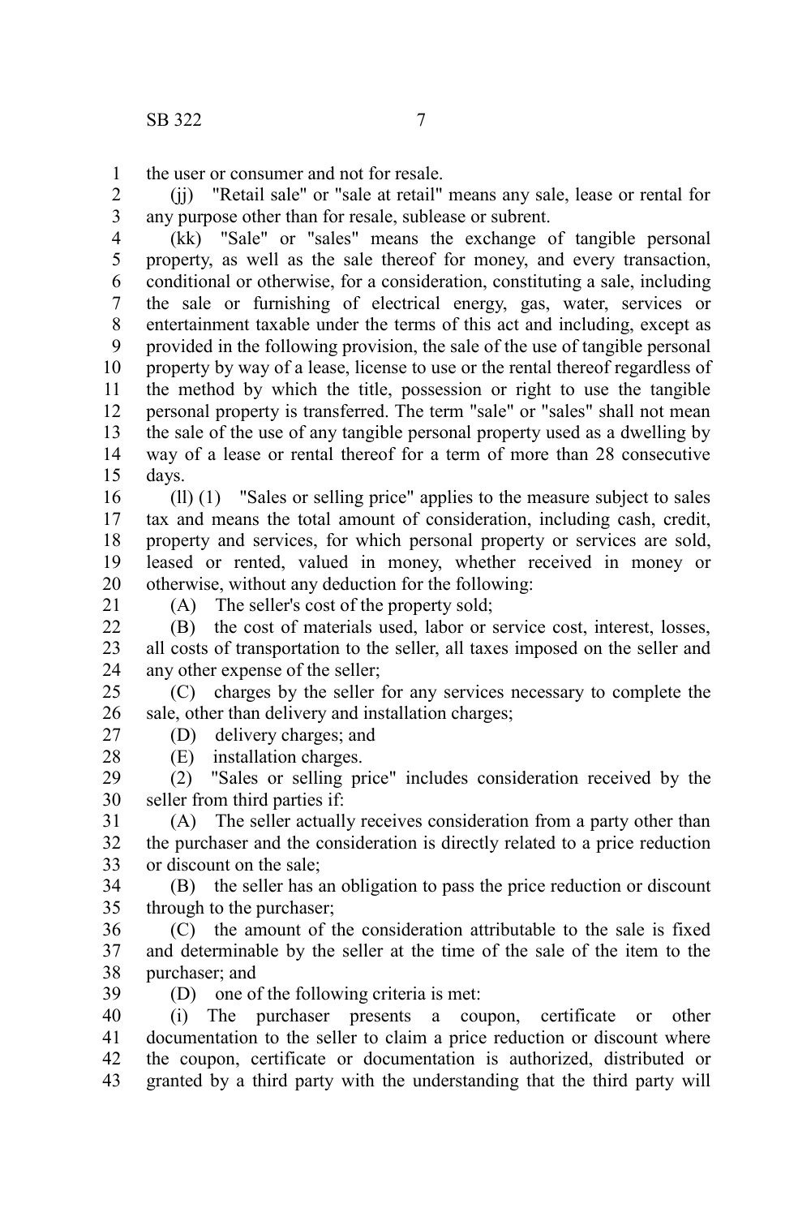the user or consumer and not for resale.

(jj) "Retail sale" or "sale at retail" means any sale, lease or rental for any purpose other than for resale, sublease or subrent.

(kk) "Sale" or "sales" means the exchange of tangible personal property, as well as the sale thereof for money, and every transaction, conditional or otherwise, for a consideration, constituting a sale, including the sale or furnishing of electrical energy, gas, water, services or entertainment taxable under the terms of this act and including, except as provided in the following provision, the sale of the use of tangible personal property by way of a lease, license to use or the rental thereof regardless of the method by which the title, possession or right to use the tangible personal property is transferred. The term "sale" or "sales" shall not mean the sale of the use of any tangible personal property used as a dwelling by way of a lease or rental thereof for a term of more than 28 consecutive days.

(ll) (1) "Sales or selling price" applies to the measure subject to sales tax and means the total amount of consideration, including cash, credit, property and services, for which personal property or services are sold, leased or rented, valued in money, whether received in money or otherwise, without any deduction for the following:

(A) The seller's cost of the property sold;

(B) the cost of materials used, labor or service cost, interest, losses, all costs of transportation to the seller, all taxes imposed on the seller and any other expense of the seller;

(C) charges by the seller for any services necessary to complete the sale, other than delivery and installation charges;

(D) delivery charges; and

(E) installation charges.

(2) "Sales or selling price" includes consideration received by the seller from third parties if:

(A) The seller actually receives consideration from a party other than the purchaser and the consideration is directly related to a price reduction or discount on the sale;

(B) the seller has an obligation to pass the price reduction or discount through to the purchaser;

(C) the amount of the consideration attributable to the sale is fixed and determinable by the seller at the time of the sale of the item to the purchaser; and

(D) one of the following criteria is met:

(i) The purchaser presents a coupon, certificate or other documentation to the seller to claim a price reduction or discount where the coupon, certificate or documentation is authorized, distributed or granted by a third party with the understanding that the third party will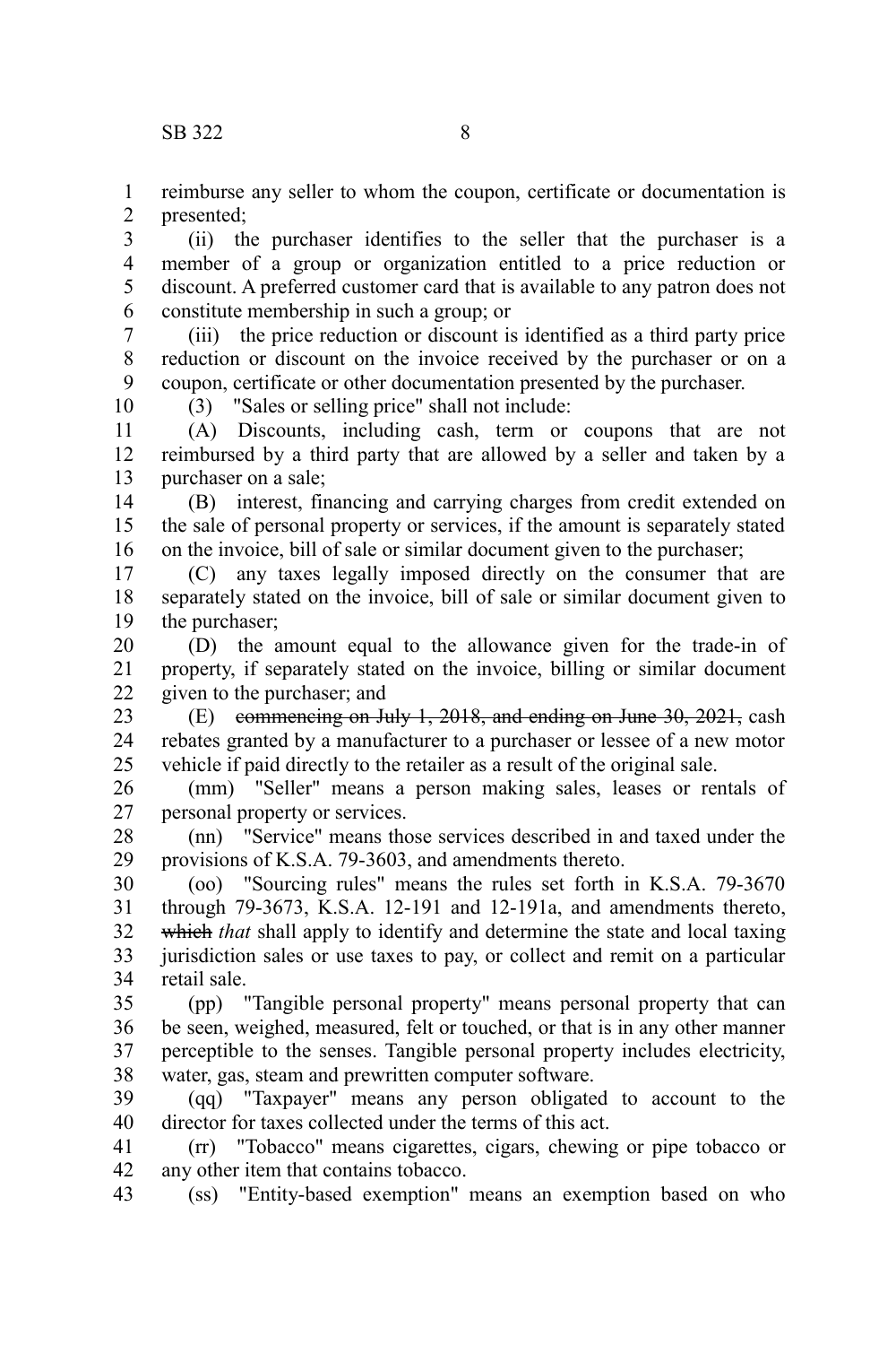reimburse any seller to whom the coupon, certificate or documentation is presented;

(ii) the purchaser identifies to the seller that the purchaser is a member of a group or organization entitled to a price reduction or discount. A preferred customer card that is available to any patron does not constitute membership in such a group; or

(iii) the price reduction or discount is identified as a third party price reduction or discount on the invoice received by the purchaser or on a coupon, certificate or other documentation presented by the purchaser.

(3) "Sales or selling price" shall not include:

(A) Discounts, including cash, term or coupons that are not reimbursed by a third party that are allowed by a seller and taken by a purchaser on a sale;

(B) interest, financing and carrying charges from credit extended on the sale of personal property or services, if the amount is separately stated on the invoice, bill of sale or similar document given to the purchaser;

(C) any taxes legally imposed directly on the consumer that are separately stated on the invoice, bill of sale or similar document given to the purchaser;

(D) the amount equal to the allowance given for the trade-in of property, if separately stated on the invoice, billing or similar document given to the purchaser; and

(E) ~~commencing on July 1, 2018, and ending on June 30, 2021,~~ cash rebates granted by a manufacturer to a purchaser or lessee of a new motor vehicle if paid directly to the retailer as a result of the original sale.

(mm) "Seller" means a person making sales, leases or rentals of personal property or services.

(nn) "Service" means those services described in and taxed under the provisions of K.S.A. 79-3603, and amendments thereto.

(oo) "Sourcing rules" means the rules set forth in K.S.A. 79-3670 through 79-3673, K.S.A. 12-191 and 12-191a, and amendments thereto, ~~which~~ *that* shall apply to identify and determine the state and local taxing jurisdiction sales or use taxes to pay, or collect and remit on a particular retail sale.

(pp) "Tangible personal property" means personal property that can be seen, weighed, measured, felt or touched, or that is in any other manner perceptible to the senses. Tangible personal property includes electricity, water, gas, steam and prewritten computer software.

(qq) "Taxpayer" means any person obligated to account to the director for taxes collected under the terms of this act.

(rr) "Tobacco" means cigarettes, cigars, chewing or pipe tobacco or any other item that contains tobacco.

(ss) "Entity-based exemption" means an exemption based on who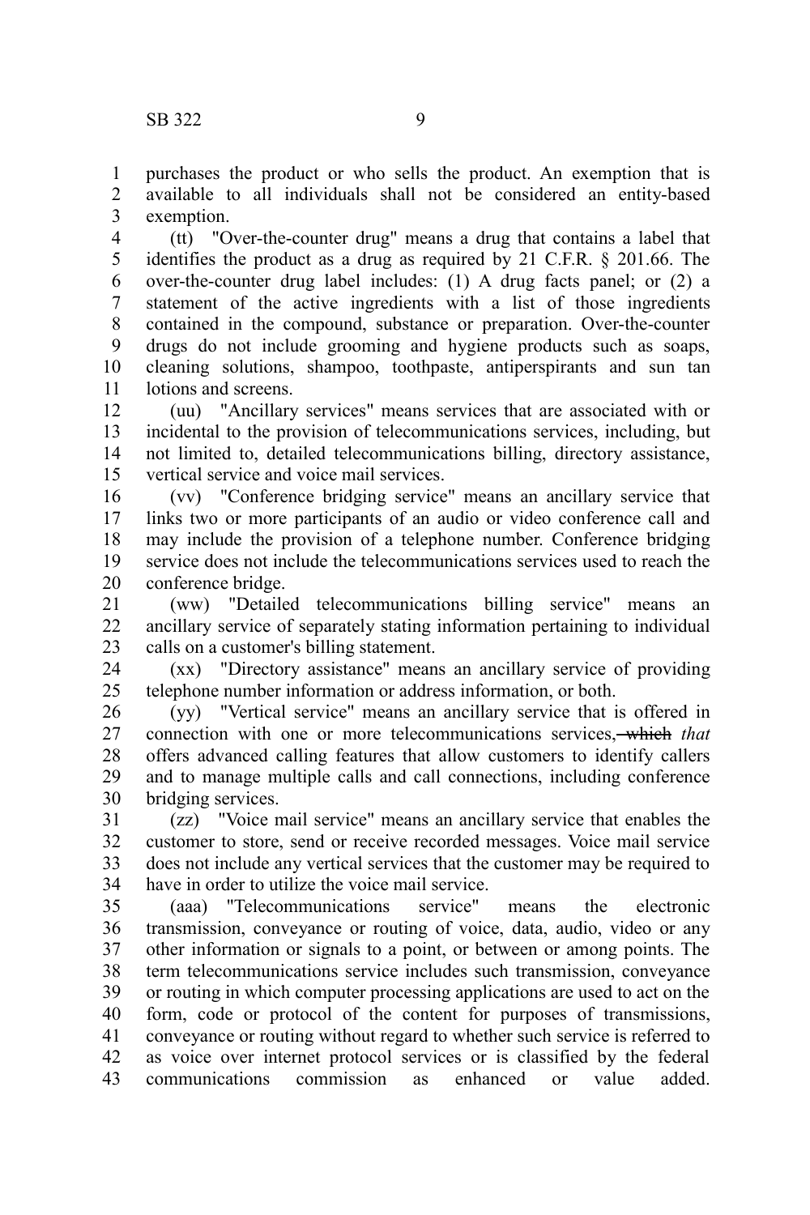purchases the product or who sells the product. An exemption that is available to all individuals shall not be considered an entity-based exemption.

(tt) "Over-the-counter drug" means a drug that contains a label that identifies the product as a drug as required by 21 C.F.R. § 201.66. The over-the-counter drug label includes: (1) A drug facts panel; or (2) a statement of the active ingredients with a list of those ingredients contained in the compound, substance or preparation. Over-the-counter drugs do not include grooming and hygiene products such as soaps, cleaning solutions, shampoo, toothpaste, antiperspirants and sun tan lotions and screens.

(uu) "Ancillary services" means services that are associated with or incidental to the provision of telecommunications services, including, but not limited to, detailed telecommunications billing, directory assistance, vertical service and voice mail services.

(vv) "Conference bridging service" means an ancillary service that links two or more participants of an audio or video conference call and may include the provision of a telephone number. Conference bridging service does not include the telecommunications services used to reach the conference bridge.

(ww) "Detailed telecommunications billing service" means an ancillary service of separately stating information pertaining to individual calls on a customer's billing statement.

(xx) "Directory assistance" means an ancillary service of providing telephone number information or address information, or both.

(yy) "Vertical service" means an ancillary service that is offered in connection with one or more telecommunications services~~, which~~ *that* offers advanced calling features that allow customers to identify callers and to manage multiple calls and call connections, including conference bridging services.

(zz) "Voice mail service" means an ancillary service that enables the customer to store, send or receive recorded messages. Voice mail service does not include any vertical services that the customer may be required to have in order to utilize the voice mail service.

(aaa) "Telecommunications service" means the electronic transmission, conveyance or routing of voice, data, audio, video or any other information or signals to a point, or between or among points. The term telecommunications service includes such transmission, conveyance or routing in which computer processing applications are used to act on the form, code or protocol of the content for purposes of transmissions, conveyance or routing without regard to whether such service is referred to as voice over internet protocol services or is classified by the federal communications commission as enhanced or value added.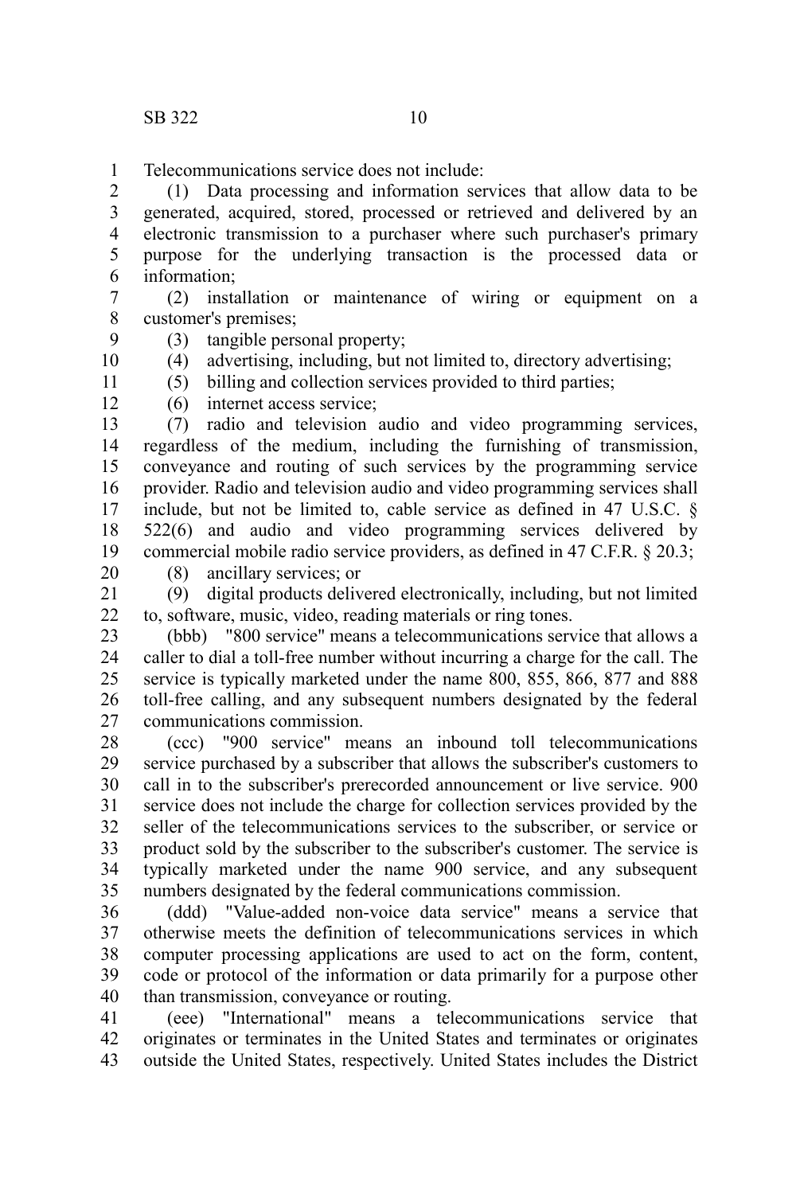Telecommunications service does not include:

(1) Data processing and information services that allow data to be generated, acquired, stored, processed or retrieved and delivered by an electronic transmission to a purchaser where such purchaser's primary purpose for the underlying transaction is the processed data or information;

(2) installation or maintenance of wiring or equipment on a customer's premises;

(3) tangible personal property;

(4) advertising, including, but not limited to, directory advertising;

(5) billing and collection services provided to third parties;

(6) internet access service;

(7) radio and television audio and video programming services, regardless of the medium, including the furnishing of transmission, conveyance and routing of such services by the programming service provider. Radio and television audio and video programming services shall include, but not be limited to, cable service as defined in 47 U.S.C. § 522(6) and audio and video programming services delivered by commercial mobile radio service providers, as defined in 47 C.F.R. § 20.3;

(8) ancillary services; or

(9) digital products delivered electronically, including, but not limited to, software, music, video, reading materials or ring tones.

(bbb) "800 service" means a telecommunications service that allows a caller to dial a toll-free number without incurring a charge for the call. The service is typically marketed under the name 800, 855, 866, 877 and 888 toll-free calling, and any subsequent numbers designated by the federal communications commission.

(ccc) "900 service" means an inbound toll telecommunications service purchased by a subscriber that allows the subscriber's customers to call in to the subscriber's prerecorded announcement or live service. 900 service does not include the charge for collection services provided by the seller of the telecommunications services to the subscriber, or service or product sold by the subscriber to the subscriber's customer. The service is typically marketed under the name 900 service, and any subsequent numbers designated by the federal communications commission.

(ddd) "Value-added non-voice data service" means a service that otherwise meets the definition of telecommunications services in which computer processing applications are used to act on the form, content, code or protocol of the information or data primarily for a purpose other than transmission, conveyance or routing.

(eee) "International" means a telecommunications service that originates or terminates in the United States and terminates or originates outside the United States, respectively. United States includes the District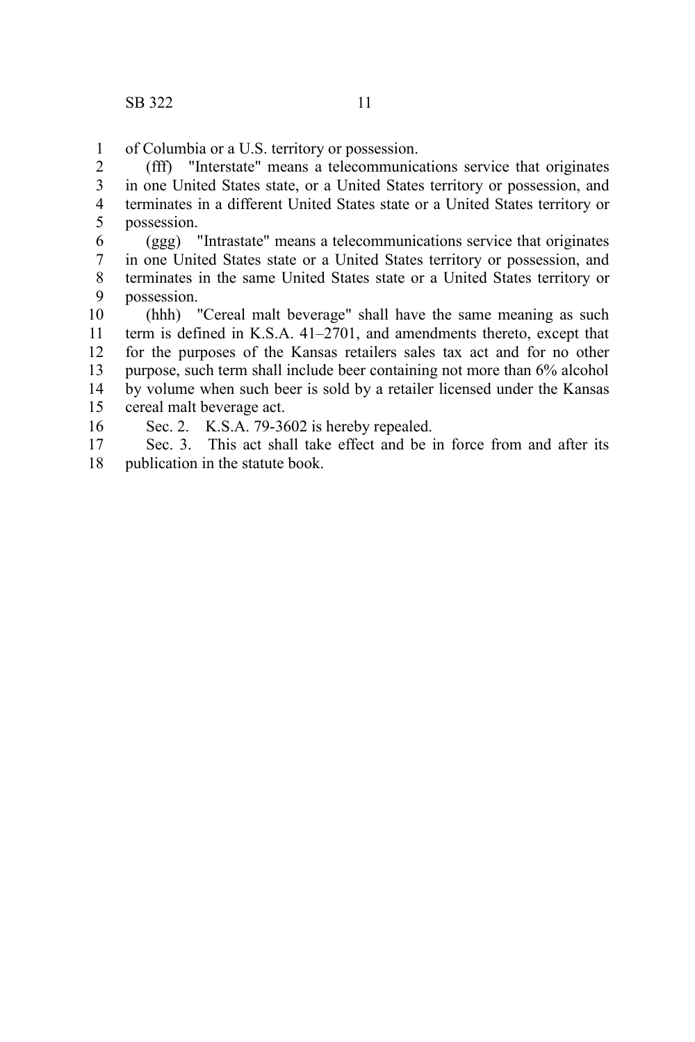of Columbia or a U.S. territory or possession.

(fff) "Interstate" means a telecommunications service that originates in one United States state, or a United States territory or possession, and terminates in a different United States state or a United States territory or possession.

(ggg) "Intrastate" means a telecommunications service that originates in one United States state or a United States territory or possession, and terminates in the same United States state or a United States territory or possession.

(hhh) "Cereal malt beverage" shall have the same meaning as such term is defined in K.S.A. 41–2701, and amendments thereto, except that for the purposes of the Kansas retailers sales tax act and for no other purpose, such term shall include beer containing not more than 6% alcohol by volume when such beer is sold by a retailer licensed under the Kansas cereal malt beverage act.

Sec. 2. K.S.A. 79-3602 is hereby repealed.

Sec. 3. This act shall take effect and be in force from and after its publication in the statute book.